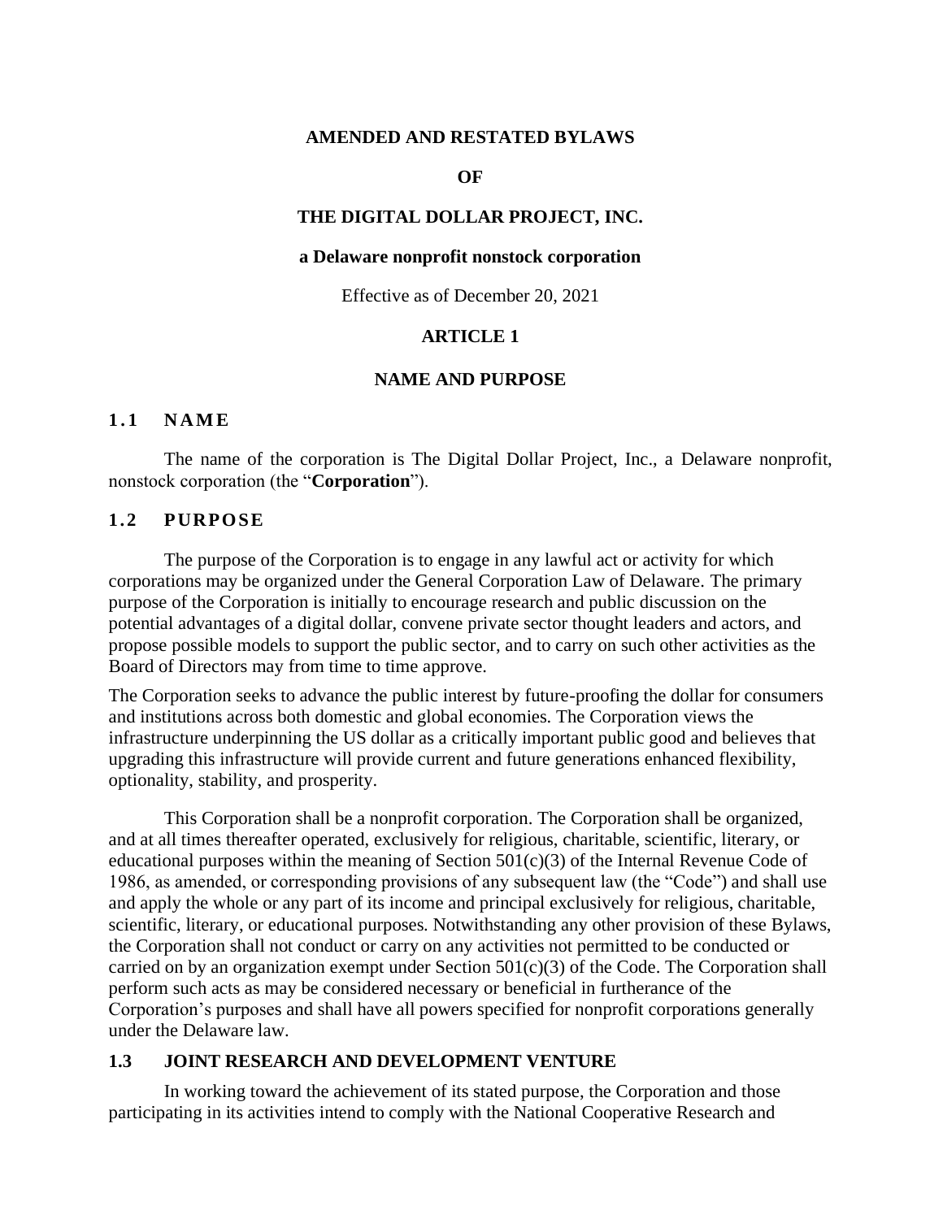**AMENDED AND RESTATED BYLAWS**

**OF**

**THE DIGITAL DOLLAR PROJECT, INC.**

**a Delaware nonprofit nonstock corporation**

Effective as of December 20, 2021

# ARTICLE 1

# NAME AND PURPOSE

## 1.1 NAME

The name of the corporation is The Digital Dollar Project, Inc., a Delaware nonprofit, nonstock corporation (the "**Corporation**").

## 1.2 PURPOSE

The purpose of the Corporation is to engage in any lawful act or activity for which corporations may be organized under the General Corporation Law of Delaware. The primary purpose of the Corporation is initially to encourage research and public discussion on the potential advantages of a digital dollar, convene private sector thought leaders and actors, and propose possible models to support the public sector, and to carry on such other activities as the Board of Directors may from time to time approve.

The Corporation seeks to advance the public interest by future-proofing the dollar for consumers and institutions across both domestic and global economies. The Corporation views the infrastructure underpinning the US dollar as a critically important public good and believes that upgrading this infrastructure will provide current and future generations enhanced flexibility, optionality, stability, and prosperity.

This Corporation shall be a nonprofit corporation. The Corporation shall be organized, and at all times thereafter operated, exclusively for religious, charitable, scientific, literary, or educational purposes within the meaning of Section 501(c)(3) of the Internal Revenue Code of 1986, as amended, or corresponding provisions of any subsequent law (the "Code") and shall use and apply the whole or any part of its income and principal exclusively for religious, charitable, scientific, literary, or educational purposes. Notwithstanding any other provision of these Bylaws, the Corporation shall not conduct or carry on any activities not permitted to be conducted or carried on by an organization exempt under Section 501(c)(3) of the Code. The Corporation shall perform such acts as may be considered necessary or beneficial in furtherance of the Corporation's purposes and shall have all powers specified for nonprofit corporations generally under the Delaware law.

## 1.3 JOINT RESEARCH AND DEVELOPMENT VENTURE

In working toward the achievement of its stated purpose, the Corporation and those participating in its activities intend to comply with the National Cooperative Research and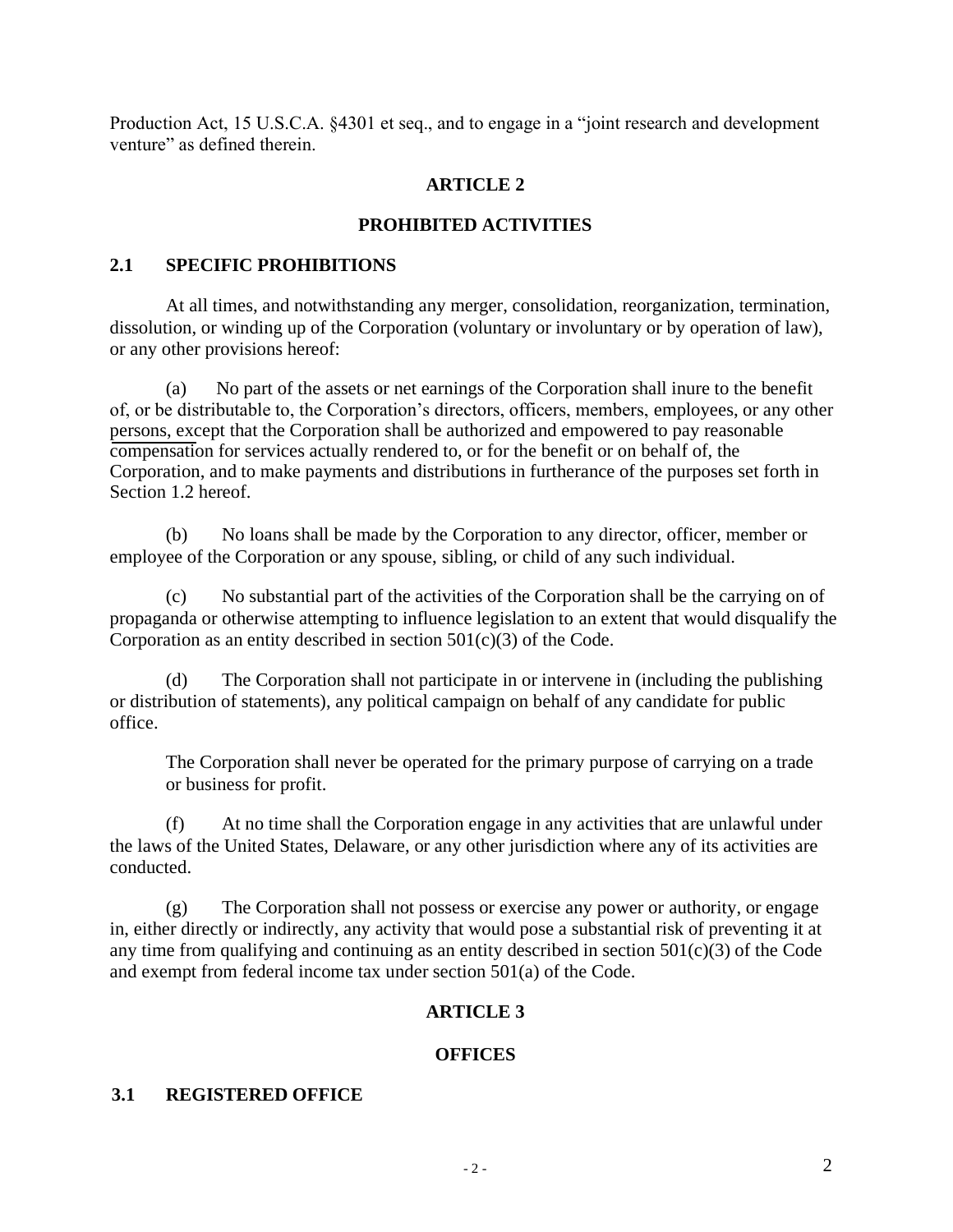Production Act, 15 U.S.C.A. §4301 et seq., and to engage in a "joint research and development venture" as defined therein.

## ARTICLE 2

## PROHIBITED ACTIVITIES

### 2.1 SPECIFIC PROHIBITIONS

At all times, and notwithstanding any merger, consolidation, reorganization, termination, dissolution, or winding up of the Corporation (voluntary or involuntary or by operation of law), or any other provisions hereof:

(a) No part of the assets or net earnings of the Corporation shall inure to the benefit of, or be distributable to, the Corporation's directors, officers, members, employees, or any other persons, except that the Corporation shall be authorized and empowered to pay reasonable compensation for services actually rendered to, or for the benefit or on behalf of, the Corporation, and to make payments and distributions in furtherance of the purposes set forth in Section 1.2 hereof.

(b) No loans shall be made by the Corporation to any director, officer, member or employee of the Corporation or any spouse, sibling, or child of any such individual.

(c) No substantial part of the activities of the Corporation shall be the carrying on of propaganda or otherwise attempting to influence legislation to an extent that would disqualify the Corporation as an entity described in section 501(c)(3) of the Code.

(d) The Corporation shall not participate in or intervene in (including the publishing or distribution of statements), any political campaign on behalf of any candidate for public office.

The Corporation shall never be operated for the primary purpose of carrying on a trade or business for profit.

(f) At no time shall the Corporation engage in any activities that are unlawful under the laws of the United States, Delaware, or any other jurisdiction where any of its activities are conducted.

(g) The Corporation shall not possess or exercise any power or authority, or engage in, either directly or indirectly, any activity that would pose a substantial risk of preventing it at any time from qualifying and continuing as an entity described in section 501(c)(3) of the Code and exempt from federal income tax under section 501(a) of the Code.

## ARTICLE 3

## OFFICES

### 3.1 REGISTERED OFFICE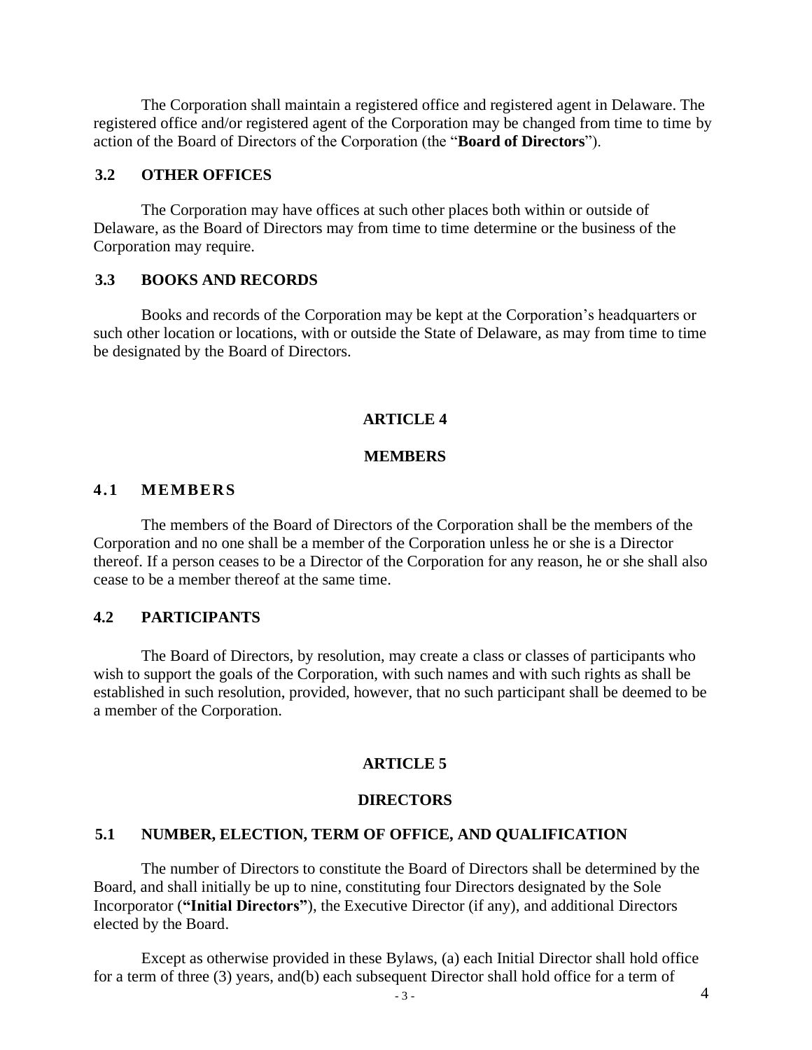The Corporation shall maintain a registered office and registered agent in Delaware. The registered office and/or registered agent of the Corporation may be changed from time to time by action of the Board of Directors of the Corporation (the "**Board of Directors**").

### 3.2 OTHER OFFICES

The Corporation may have offices at such other places both within or outside of Delaware, as the Board of Directors may from time to time determine or the business of the Corporation may require.

### 3.3 BOOKS AND RECORDS

Books and records of the Corporation may be kept at the Corporation's headquarters or such other location or locations, with or outside the State of Delaware, as may from time to time be designated by the Board of Directors.

## ARTICLE 4

## MEMBERS

### 4.1 MEMBERS

The members of the Board of Directors of the Corporation shall be the members of the Corporation and no one shall be a member of the Corporation unless he or she is a Director thereof. If a person ceases to be a Director of the Corporation for any reason, he or she shall also cease to be a member thereof at the same time.

### 4.2 PARTICIPANTS

The Board of Directors, by resolution, may create a class or classes of participants who wish to support the goals of the Corporation, with such names and with such rights as shall be established in such resolution, provided, however, that no such participant shall be deemed to be a member of the Corporation.

## ARTICLE 5

## DIRECTORS

### 5.1 NUMBER, ELECTION, TERM OF OFFICE, AND QUALIFICATION

The number of Directors to constitute the Board of Directors shall be determined by the Board, and shall initially be up to nine, constituting four Directors designated by the Sole Incorporator (**"Initial Directors"**), the Executive Director (if any), and additional Directors elected by the Board.

Except as otherwise provided in these Bylaws, (a) each Initial Director shall hold office for a term of three (3) years, and(b) each subsequent Director shall hold office for a term of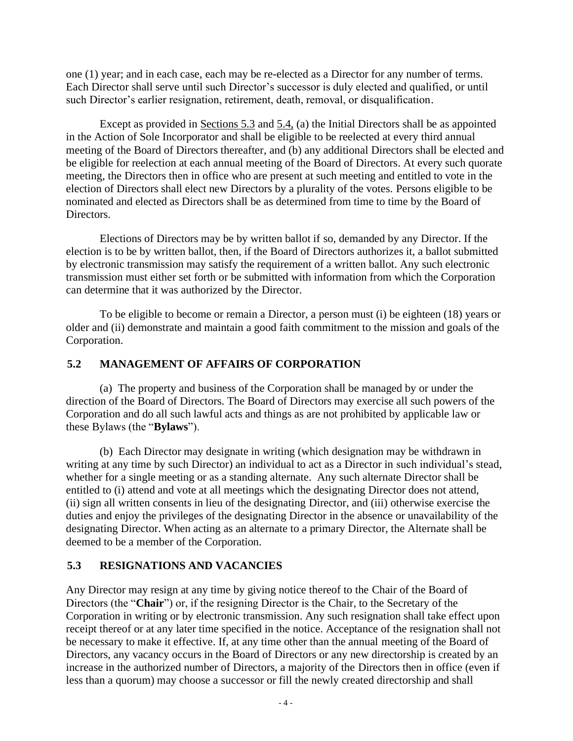one (1) year; and in each case, each may be re-elected as a Director for any number of terms. Each Director shall serve until such Director's successor is duly elected and qualified, or until such Director's earlier resignation, retirement, death, removal, or disqualification.

Except as provided in Sections 5.3 and 5.4, (a) the Initial Directors shall be as appointed in the Action of Sole Incorporator and shall be eligible to be reelected at every third annual meeting of the Board of Directors thereafter, and (b) any additional Directors shall be elected and be eligible for reelection at each annual meeting of the Board of Directors. At every such quorate meeting, the Directors then in office who are present at such meeting and entitled to vote in the election of Directors shall elect new Directors by a plurality of the votes. Persons eligible to be nominated and elected as Directors shall be as determined from time to time by the Board of Directors.

Elections of Directors may be by written ballot if so, demanded by any Director. If the election is to be by written ballot, then, if the Board of Directors authorizes it, a ballot submitted by electronic transmission may satisfy the requirement of a written ballot. Any such electronic transmission must either set forth or be submitted with information from which the Corporation can determine that it was authorized by the Director.

To be eligible to become or remain a Director, a person must (i) be eighteen (18) years or older and (ii) demonstrate and maintain a good faith commitment to the mission and goals of the Corporation.

## 5.2 MANAGEMENT OF AFFAIRS OF CORPORATION

(a) The property and business of the Corporation shall be managed by or under the direction of the Board of Directors. The Board of Directors may exercise all such powers of the Corporation and do all such lawful acts and things as are not prohibited by applicable law or these Bylaws (the "**Bylaws**").

(b) Each Director may designate in writing (which designation may be withdrawn in writing at any time by such Director) an individual to act as a Director in such individual's stead, whether for a single meeting or as a standing alternate. Any such alternate Director shall be entitled to (i) attend and vote at all meetings which the designating Director does not attend, (ii) sign all written consents in lieu of the designating Director, and (iii) otherwise exercise the duties and enjoy the privileges of the designating Director in the absence or unavailability of the designating Director. When acting as an alternate to a primary Director, the Alternate shall be deemed to be a member of the Corporation.

## 5.3 RESIGNATIONS AND VACANCIES

Any Director may resign at any time by giving notice thereof to the Chair of the Board of Directors (the "**Chair**") or, if the resigning Director is the Chair, to the Secretary of the Corporation in writing or by electronic transmission. Any such resignation shall take effect upon receipt thereof or at any later time specified in the notice. Acceptance of the resignation shall not be necessary to make it effective. If, at any time other than the annual meeting of the Board of Directors, any vacancy occurs in the Board of Directors or any new directorship is created by an increase in the authorized number of Directors, a majority of the Directors then in office (even if less than a quorum) may choose a successor or fill the newly created directorship and shall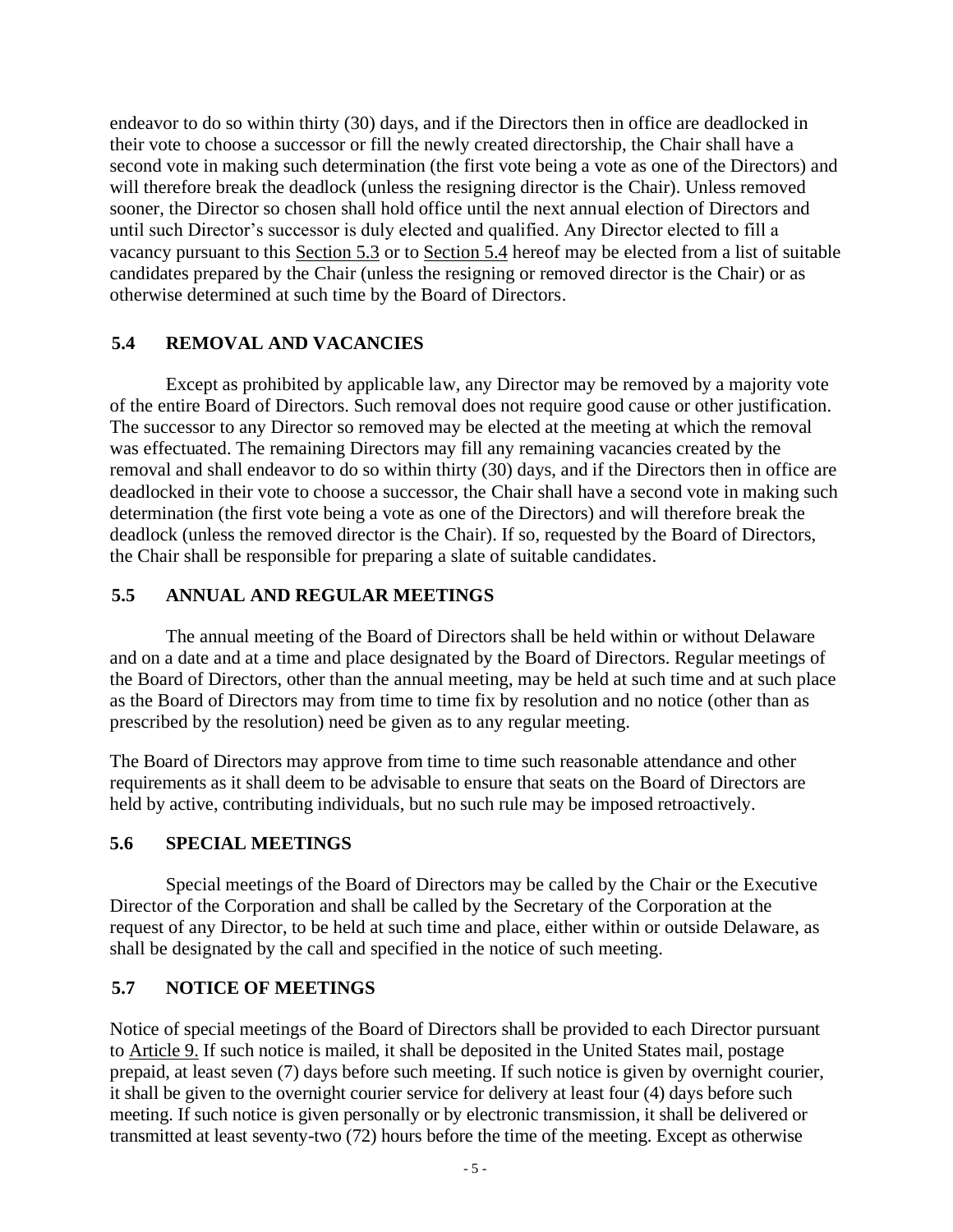endeavor to do so within thirty (30) days, and if the Directors then in office are deadlocked in their vote to choose a successor or fill the newly created directorship, the Chair shall have a second vote in making such determination (the first vote being a vote as one of the Directors) and will therefore break the deadlock (unless the resigning director is the Chair). Unless removed sooner, the Director so chosen shall hold office until the next annual election of Directors and until such Director's successor is duly elected and qualified. Any Director elected to fill a vacancy pursuant to this Section 5.3 or to Section 5.4 hereof may be elected from a list of suitable candidates prepared by the Chair (unless the resigning or removed director is the Chair) or as otherwise determined at such time by the Board of Directors.

## 5.4 REMOVAL AND VACANCIES

Except as prohibited by applicable law, any Director may be removed by a majority vote of the entire Board of Directors. Such removal does not require good cause or other justification. The successor to any Director so removed may be elected at the meeting at which the removal was effectuated. The remaining Directors may fill any remaining vacancies created by the removal and shall endeavor to do so within thirty (30) days, and if the Directors then in office are deadlocked in their vote to choose a successor, the Chair shall have a second vote in making such determination (the first vote being a vote as one of the Directors) and will therefore break the deadlock (unless the removed director is the Chair). If so, requested by the Board of Directors, the Chair shall be responsible for preparing a slate of suitable candidates.

## 5.5 ANNUAL AND REGULAR MEETINGS

The annual meeting of the Board of Directors shall be held within or without Delaware and on a date and at a time and place designated by the Board of Directors. Regular meetings of the Board of Directors, other than the annual meeting, may be held at such time and at such place as the Board of Directors may from time to time fix by resolution and no notice (other than as prescribed by the resolution) need be given as to any regular meeting.

The Board of Directors may approve from time to time such reasonable attendance and other requirements as it shall deem to be advisable to ensure that seats on the Board of Directors are held by active, contributing individuals, but no such rule may be imposed retroactively.

## 5.6 SPECIAL MEETINGS

Special meetings of the Board of Directors may be called by the Chair or the Executive Director of the Corporation and shall be called by the Secretary of the Corporation at the request of any Director, to be held at such time and place, either within or outside Delaware, as shall be designated by the call and specified in the notice of such meeting.

## 5.7 NOTICE OF MEETINGS

Notice of special meetings of the Board of Directors shall be provided to each Director pursuant to Article 9. If such notice is mailed, it shall be deposited in the United States mail, postage prepaid, at least seven (7) days before such meeting. If such notice is given by overnight courier, it shall be given to the overnight courier service for delivery at least four (4) days before such meeting. If such notice is given personally or by electronic transmission, it shall be delivered or transmitted at least seventy-two (72) hours before the time of the meeting. Except as otherwise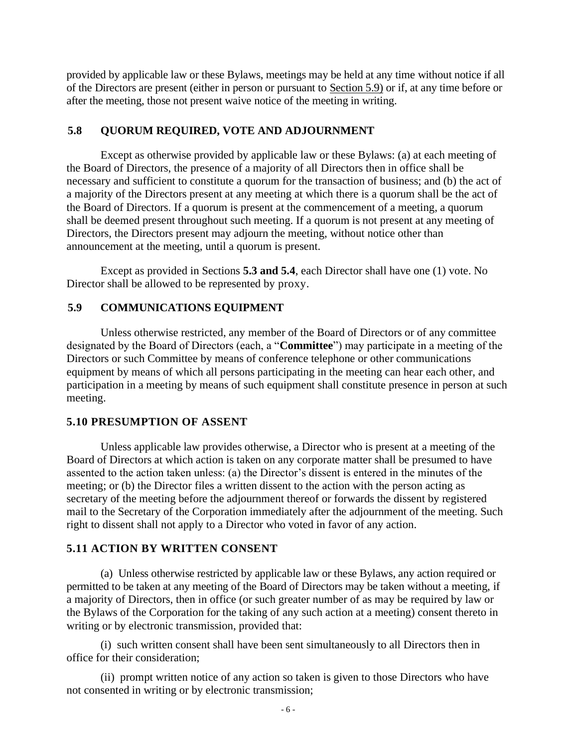provided by applicable law or these Bylaws, meetings may be held at any time without notice if all of the Directors are present (either in person or pursuant to Section 5.9) or if, at any time before or after the meeting, those not present waive notice of the meeting in writing.

### 5.8 QUORUM REQUIRED, VOTE AND ADJOURNMENT

Except as otherwise provided by applicable law or these Bylaws: (a) at each meeting of the Board of Directors, the presence of a majority of all Directors then in office shall be necessary and sufficient to constitute a quorum for the transaction of business; and (b) the act of a majority of the Directors present at any meeting at which there is a quorum shall be the act of the Board of Directors. If a quorum is present at the commencement of a meeting, a quorum shall be deemed present throughout such meeting. If a quorum is not present at any meeting of Directors, the Directors present may adjourn the meeting, without notice other than announcement at the meeting, until a quorum is present.

Except as provided in Sections **5.3 and 5.4**, each Director shall have one (1) vote. No Director shall be allowed to be represented by proxy.

### 5.9 COMMUNICATIONS EQUIPMENT

Unless otherwise restricted, any member of the Board of Directors or of any committee designated by the Board of Directors (each, a "**Committee**") may participate in a meeting of the Directors or such Committee by means of conference telephone or other communications equipment by means of which all persons participating in the meeting can hear each other, and participation in a meeting by means of such equipment shall constitute presence in person at such meeting.

### 5.10 PRESUMPTION OF ASSENT

Unless applicable law provides otherwise, a Director who is present at a meeting of the Board of Directors at which action is taken on any corporate matter shall be presumed to have assented to the action taken unless: (a) the Director's dissent is entered in the minutes of the meeting; or (b) the Director files a written dissent to the action with the person acting as secretary of the meeting before the adjournment thereof or forwards the dissent by registered mail to the Secretary of the Corporation immediately after the adjournment of the meeting. Such right to dissent shall not apply to a Director who voted in favor of any action.

### 5.11 ACTION BY WRITTEN CONSENT

(a) Unless otherwise restricted by applicable law or these Bylaws, any action required or permitted to be taken at any meeting of the Board of Directors may be taken without a meeting, if a majority of Directors, then in office (or such greater number of as may be required by law or the Bylaws of the Corporation for the taking of any such action at a meeting) consent thereto in writing or by electronic transmission, provided that:

(i) such written consent shall have been sent simultaneously to all Directors then in office for their consideration;

(ii) prompt written notice of any action so taken is given to those Directors who have not consented in writing or by electronic transmission;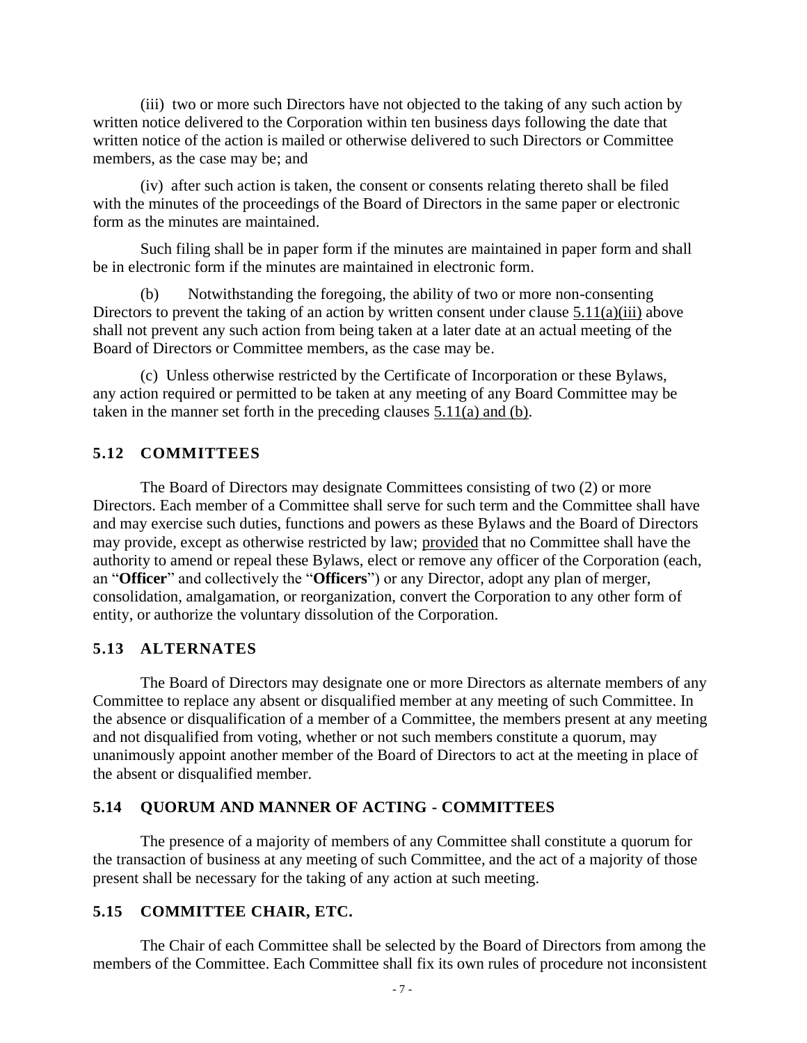(iii) two or more such Directors have not objected to the taking of any such action by written notice delivered to the Corporation within ten business days following the date that written notice of the action is mailed or otherwise delivered to such Directors or Committee members, as the case may be; and

(iv) after such action is taken, the consent or consents relating thereto shall be filed with the minutes of the proceedings of the Board of Directors in the same paper or electronic form as the minutes are maintained.

Such filing shall be in paper form if the minutes are maintained in paper form and shall be in electronic form if the minutes are maintained in electronic form.

(b) Notwithstanding the foregoing, the ability of two or more non-consenting Directors to prevent the taking of an action by written consent under clause 5.11(a)(iii) above shall not prevent any such action from being taken at a later date at an actual meeting of the Board of Directors or Committee members, as the case may be.

(c) Unless otherwise restricted by the Certificate of Incorporation or these Bylaws, any action required or permitted to be taken at any meeting of any Board Committee may be taken in the manner set forth in the preceding clauses 5.11(a) and (b).

### 5.12 COMMITTEES

The Board of Directors may designate Committees consisting of two (2) or more Directors. Each member of a Committee shall serve for such term and the Committee shall have and may exercise such duties, functions and powers as these Bylaws and the Board of Directors may provide, except as otherwise restricted by law; provided that no Committee shall have the authority to amend or repeal these Bylaws, elect or remove any officer of the Corporation (each, an "**Officer**" and collectively the "**Officers**") or any Director, adopt any plan of merger, consolidation, amalgamation, or reorganization, convert the Corporation to any other form of entity, or authorize the voluntary dissolution of the Corporation.

### 5.13 ALTERNATES

The Board of Directors may designate one or more Directors as alternate members of any Committee to replace any absent or disqualified member at any meeting of such Committee. In the absence or disqualification of a member of a Committee, the members present at any meeting and not disqualified from voting, whether or not such members constitute a quorum, may unanimously appoint another member of the Board of Directors to act at the meeting in place of the absent or disqualified member.

### 5.14 QUORUM AND MANNER OF ACTING - COMMITTEES

The presence of a majority of members of any Committee shall constitute a quorum for the transaction of business at any meeting of such Committee, and the act of a majority of those present shall be necessary for the taking of any action at such meeting.

### 5.15 COMMITTEE CHAIR, ETC.

The Chair of each Committee shall be selected by the Board of Directors from among the members of the Committee. Each Committee shall fix its own rules of procedure not inconsistent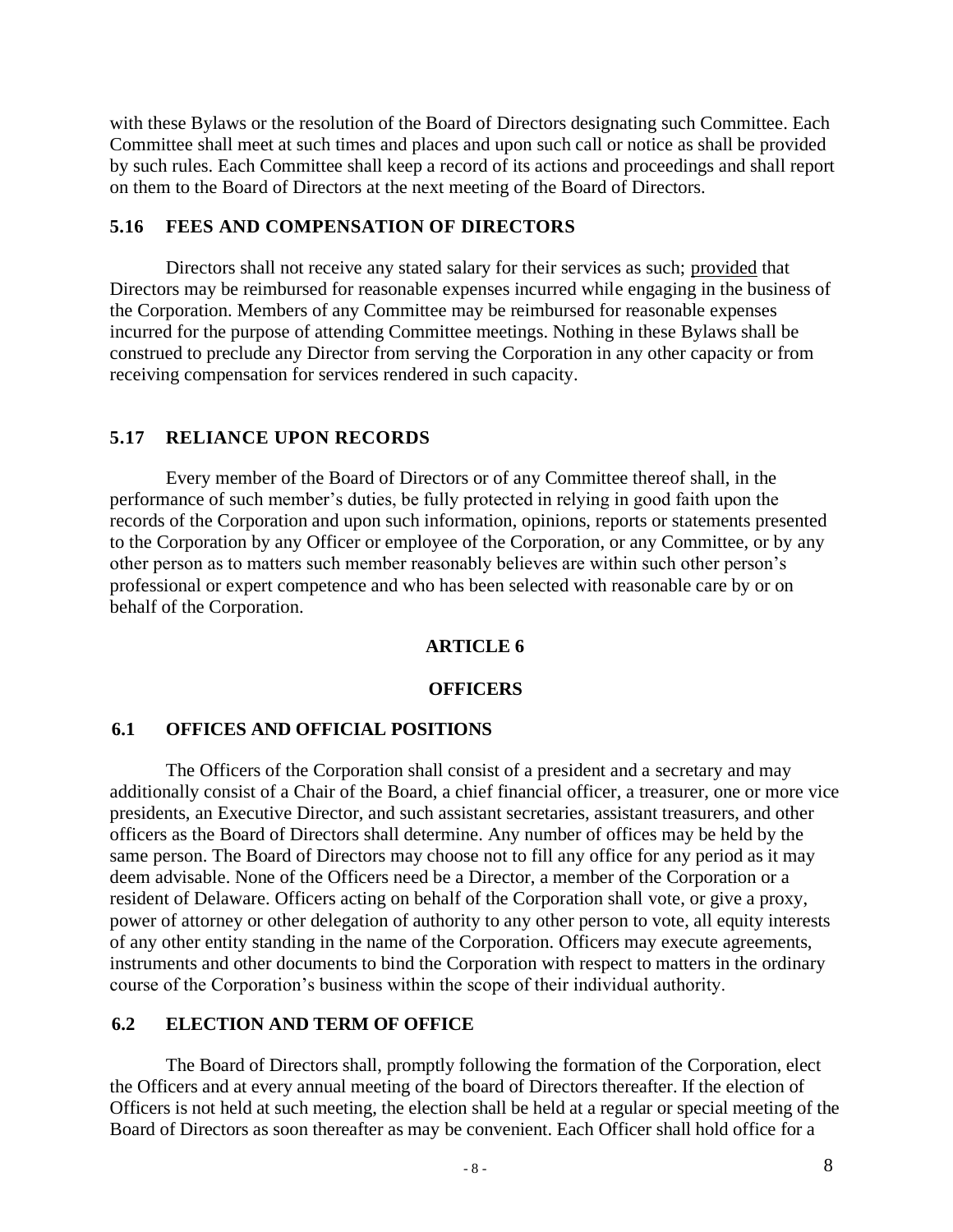with these Bylaws or the resolution of the Board of Directors designating such Committee. Each Committee shall meet at such times and places and upon such call or notice as shall be provided by such rules. Each Committee shall keep a record of its actions and proceedings and shall report on them to the Board of Directors at the next meeting of the Board of Directors.

### 5.16 FEES AND COMPENSATION OF DIRECTORS

Directors shall not receive any stated salary for their services as such; provided that Directors may be reimbursed for reasonable expenses incurred while engaging in the business of the Corporation. Members of any Committee may be reimbursed for reasonable expenses incurred for the purpose of attending Committee meetings. Nothing in these Bylaws shall be construed to preclude any Director from serving the Corporation in any other capacity or from receiving compensation for services rendered in such capacity.

### 5.17 RELIANCE UPON RECORDS

Every member of the Board of Directors or of any Committee thereof shall, in the performance of such member's duties, be fully protected in relying in good faith upon the records of the Corporation and upon such information, opinions, reports or statements presented to the Corporation by any Officer or employee of the Corporation, or any Committee, or by any other person as to matters such member reasonably believes are within such other person's professional or expert competence and who has been selected with reasonable care by or on behalf of the Corporation.

## ARTICLE 6

## OFFICERS

### 6.1 OFFICES AND OFFICIAL POSITIONS

The Officers of the Corporation shall consist of a president and a secretary and may additionally consist of a Chair of the Board, a chief financial officer, a treasurer, one or more vice presidents, an Executive Director, and such assistant secretaries, assistant treasurers, and other officers as the Board of Directors shall determine. Any number of offices may be held by the same person. The Board of Directors may choose not to fill any office for any period as it may deem advisable. None of the Officers need be a Director, a member of the Corporation or a resident of Delaware. Officers acting on behalf of the Corporation shall vote, or give a proxy, power of attorney or other delegation of authority to any other person to vote, all equity interests of any other entity standing in the name of the Corporation. Officers may execute agreements, instruments and other documents to bind the Corporation with respect to matters in the ordinary course of the Corporation's business within the scope of their individual authority.

### 6.2 ELECTION AND TERM OF OFFICE

The Board of Directors shall, promptly following the formation of the Corporation, elect the Officers and at every annual meeting of the board of Directors thereafter. If the election of Officers is not held at such meeting, the election shall be held at a regular or special meeting of the Board of Directors as soon thereafter as may be convenient. Each Officer shall hold office for a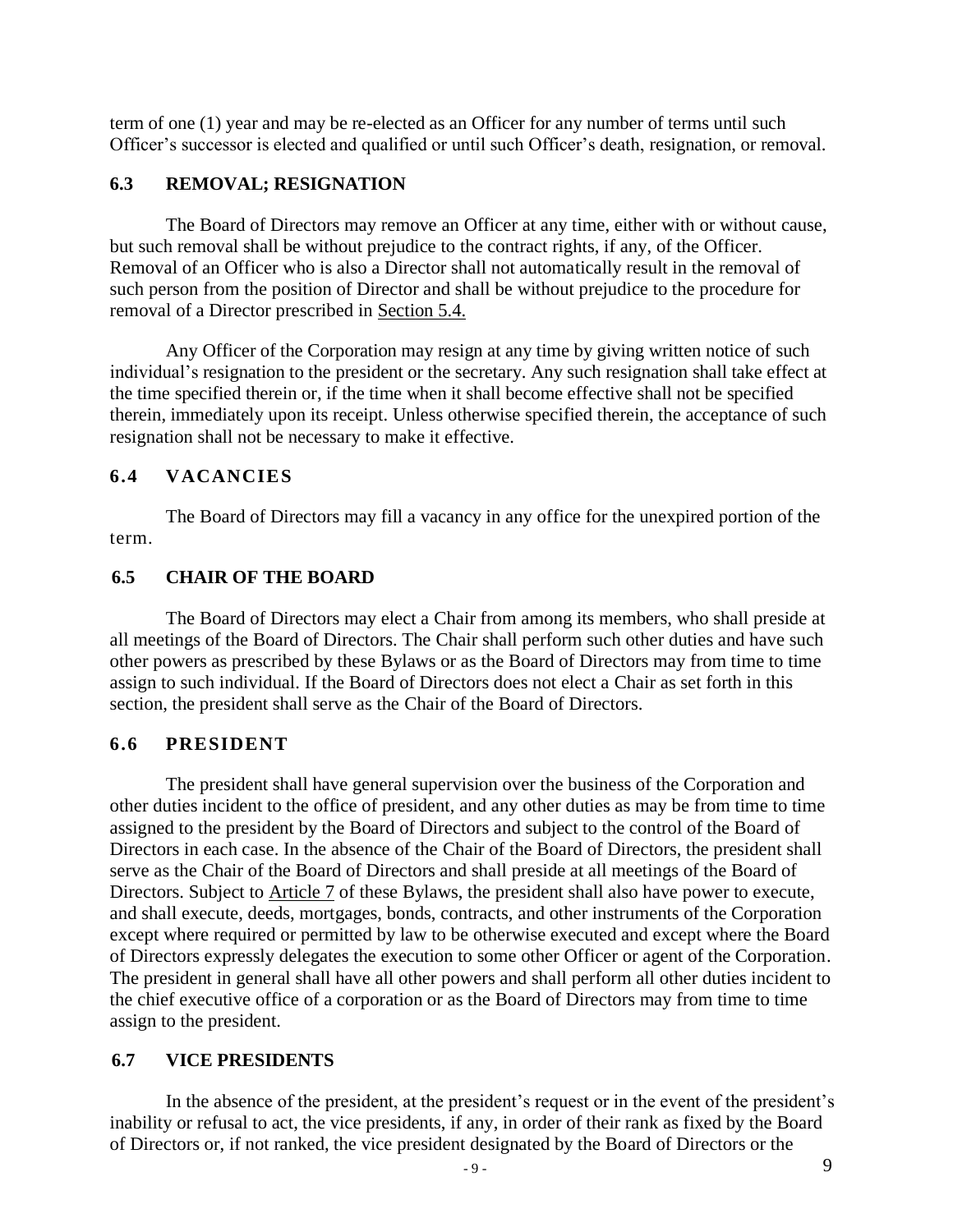term of one (1) year and may be re-elected as an Officer for any number of terms until such Officer's successor is elected and qualified or until such Officer's death, resignation, or removal.

### 6.3 REMOVAL; RESIGNATION

The Board of Directors may remove an Officer at any time, either with or without cause, but such removal shall be without prejudice to the contract rights, if any, of the Officer. Removal of an Officer who is also a Director shall not automatically result in the removal of such person from the position of Director and shall be without prejudice to the procedure for removal of a Director prescribed in Section 5.4.

Any Officer of the Corporation may resign at any time by giving written notice of such individual's resignation to the president or the secretary. Any such resignation shall take effect at the time specified therein or, if the time when it shall become effective shall not be specified therein, immediately upon its receipt. Unless otherwise specified therein, the acceptance of such resignation shall not be necessary to make it effective.

### 6.4 VACANCIES

The Board of Directors may fill a vacancy in any office for the unexpired portion of the term.

### 6.5 CHAIR OF THE BOARD

The Board of Directors may elect a Chair from among its members, who shall preside at all meetings of the Board of Directors. The Chair shall perform such other duties and have such other powers as prescribed by these Bylaws or as the Board of Directors may from time to time assign to such individual. If the Board of Directors does not elect a Chair as set forth in this section, the president shall serve as the Chair of the Board of Directors.

### 6.6 PRESIDENT

The president shall have general supervision over the business of the Corporation and other duties incident to the office of president, and any other duties as may be from time to time assigned to the president by the Board of Directors and subject to the control of the Board of Directors in each case. In the absence of the Chair of the Board of Directors, the president shall serve as the Chair of the Board of Directors and shall preside at all meetings of the Board of Directors. Subject to Article 7 of these Bylaws, the president shall also have power to execute, and shall execute, deeds, mortgages, bonds, contracts, and other instruments of the Corporation except where required or permitted by law to be otherwise executed and except where the Board of Directors expressly delegates the execution to some other Officer or agent of the Corporation. The president in general shall have all other powers and shall perform all other duties incident to the chief executive office of a corporation or as the Board of Directors may from time to time assign to the president.

### 6.7 VICE PRESIDENTS

In the absence of the president, at the president's request or in the event of the president's inability or refusal to act, the vice presidents, if any, in order of their rank as fixed by the Board of Directors or, if not ranked, the vice president designated by the Board of Directors or the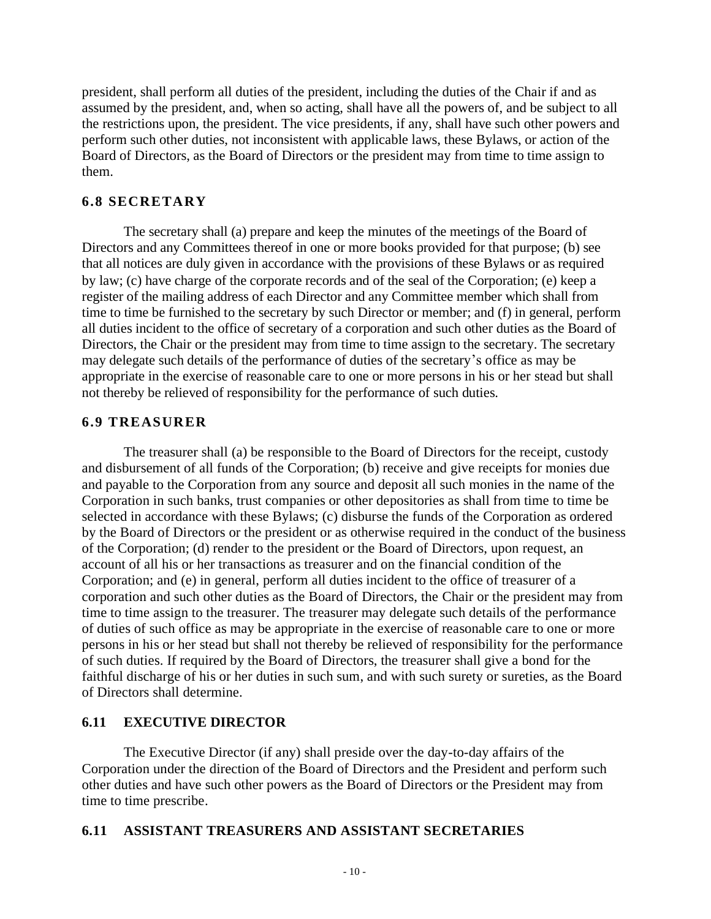president, shall perform all duties of the president, including the duties of the Chair if and as assumed by the president, and, when so acting, shall have all the powers of, and be subject to all the restrictions upon, the president. The vice presidents, if any, shall have such other powers and perform such other duties, not inconsistent with applicable laws, these Bylaws, or action of the Board of Directors, as the Board of Directors or the president may from time to time assign to them.

### 6.8 SECRETARY

The secretary shall (a) prepare and keep the minutes of the meetings of the Board of Directors and any Committees thereof in one or more books provided for that purpose; (b) see that all notices are duly given in accordance with the provisions of these Bylaws or as required by law; (c) have charge of the corporate records and of the seal of the Corporation; (e) keep a register of the mailing address of each Director and any Committee member which shall from time to time be furnished to the secretary by such Director or member; and (f) in general, perform all duties incident to the office of secretary of a corporation and such other duties as the Board of Directors, the Chair or the president may from time to time assign to the secretary. The secretary may delegate such details of the performance of duties of the secretary's office as may be appropriate in the exercise of reasonable care to one or more persons in his or her stead but shall not thereby be relieved of responsibility for the performance of such duties.

### 6.9 TREASURER

The treasurer shall (a) be responsible to the Board of Directors for the receipt, custody and disbursement of all funds of the Corporation; (b) receive and give receipts for monies due and payable to the Corporation from any source and deposit all such monies in the name of the Corporation in such banks, trust companies or other depositories as shall from time to time be selected in accordance with these Bylaws; (c) disburse the funds of the Corporation as ordered by the Board of Directors or the president or as otherwise required in the conduct of the business of the Corporation; (d) render to the president or the Board of Directors, upon request, an account of all his or her transactions as treasurer and on the financial condition of the Corporation; and (e) in general, perform all duties incident to the office of treasurer of a corporation and such other duties as the Board of Directors, the Chair or the president may from time to time assign to the treasurer. The treasurer may delegate such details of the performance of duties of such office as may be appropriate in the exercise of reasonable care to one or more persons in his or her stead but shall not thereby be relieved of responsibility for the performance of such duties. If required by the Board of Directors, the treasurer shall give a bond for the faithful discharge of his or her duties in such sum, and with such surety or sureties, as the Board of Directors shall determine.

### 6.11 EXECUTIVE DIRECTOR

The Executive Director (if any) shall preside over the day-to-day affairs of the Corporation under the direction of the Board of Directors and the President and perform such other duties and have such other powers as the Board of Directors or the President may from time to time prescribe.

### 6.11 ASSISTANT TREASURERS AND ASSISTANT SECRETARIES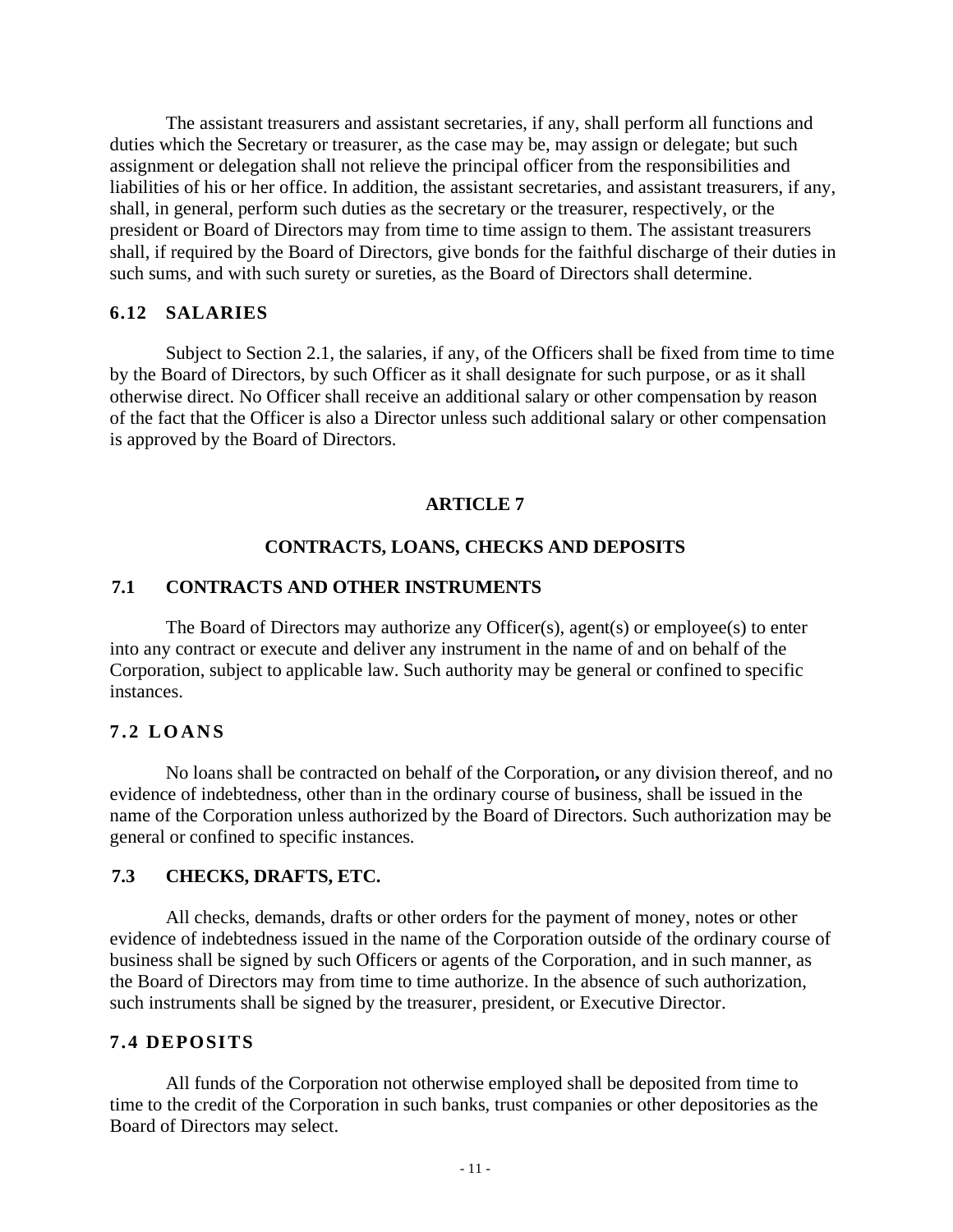The assistant treasurers and assistant secretaries, if any, shall perform all functions and duties which the Secretary or treasurer, as the case may be, may assign or delegate; but such assignment or delegation shall not relieve the principal officer from the responsibilities and liabilities of his or her office. In addition, the assistant secretaries, and assistant treasurers, if any, shall, in general, perform such duties as the secretary or the treasurer, respectively, or the president or Board of Directors may from time to time assign to them. The assistant treasurers shall, if required by the Board of Directors, give bonds for the faithful discharge of their duties in such sums, and with such surety or sureties, as the Board of Directors shall determine.

### 6.12 SALARIES

Subject to Section 2.1, the salaries, if any, of the Officers shall be fixed from time to time by the Board of Directors, by such Officer as it shall designate for such purpose, or as it shall otherwise direct. No Officer shall receive an additional salary or other compensation by reason of the fact that the Officer is also a Director unless such additional salary or other compensation is approved by the Board of Directors.

## ARTICLE 7

## CONTRACTS, LOANS, CHECKS AND DEPOSITS

### 7.1 CONTRACTS AND OTHER INSTRUMENTS

The Board of Directors may authorize any Officer(s), agent(s) or employee(s) to enter into any contract or execute and deliver any instrument in the name of and on behalf of the Corporation, subject to applicable law. Such authority may be general or confined to specific instances.

### 7.2 LOANS

No loans shall be contracted on behalf of the Corporation**,** or any division thereof, and no evidence of indebtedness, other than in the ordinary course of business, shall be issued in the name of the Corporation unless authorized by the Board of Directors. Such authorization may be general or confined to specific instances.

### 7.3 CHECKS, DRAFTS, ETC.

All checks, demands, drafts or other orders for the payment of money, notes or other evidence of indebtedness issued in the name of the Corporation outside of the ordinary course of business shall be signed by such Officers or agents of the Corporation, and in such manner, as the Board of Directors may from time to time authorize. In the absence of such authorization, such instruments shall be signed by the treasurer, president, or Executive Director.

### 7.4 DEPOSITS

All funds of the Corporation not otherwise employed shall be deposited from time to time to the credit of the Corporation in such banks, trust companies or other depositories as the Board of Directors may select.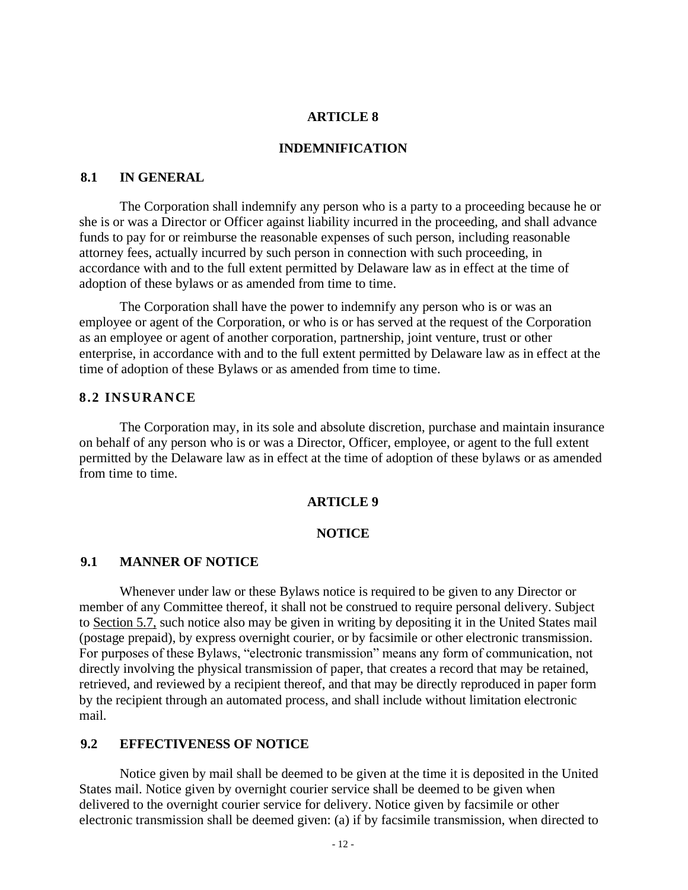## ARTICLE 8

## INDEMNIFICATION

### 8.1 IN GENERAL

The Corporation shall indemnify any person who is a party to a proceeding because he or she is or was a Director or Officer against liability incurred in the proceeding, and shall advance funds to pay for or reimburse the reasonable expenses of such person, including reasonable attorney fees, actually incurred by such person in connection with such proceeding, in accordance with and to the full extent permitted by Delaware law as in effect at the time of adoption of these bylaws or as amended from time to time.

The Corporation shall have the power to indemnify any person who is or was an employee or agent of the Corporation, or who is or has served at the request of the Corporation as an employee or agent of another corporation, partnership, joint venture, trust or other enterprise, in accordance with and to the full extent permitted by Delaware law as in effect at the time of adoption of these Bylaws or as amended from time to time.

### 8.2 INSURANCE

The Corporation may, in its sole and absolute discretion, purchase and maintain insurance on behalf of any person who is or was a Director, Officer, employee, or agent to the full extent permitted by the Delaware law as in effect at the time of adoption of these bylaws or as amended from time to time.

## ARTICLE 9

## NOTICE

### 9.1 MANNER OF NOTICE

Whenever under law or these Bylaws notice is required to be given to any Director or member of any Committee thereof, it shall not be construed to require personal delivery. Subject to Section 5.7, such notice also may be given in writing by depositing it in the United States mail (postage prepaid), by express overnight courier, or by facsimile or other electronic transmission. For purposes of these Bylaws, "electronic transmission" means any form of communication, not directly involving the physical transmission of paper, that creates a record that may be retained, retrieved, and reviewed by a recipient thereof, and that may be directly reproduced in paper form by the recipient through an automated process, and shall include without limitation electronic mail.

### 9.2 EFFECTIVENESS OF NOTICE

Notice given by mail shall be deemed to be given at the time it is deposited in the United States mail. Notice given by overnight courier service shall be deemed to be given when delivered to the overnight courier service for delivery. Notice given by facsimile or other electronic transmission shall be deemed given: (a) if by facsimile transmission, when directed to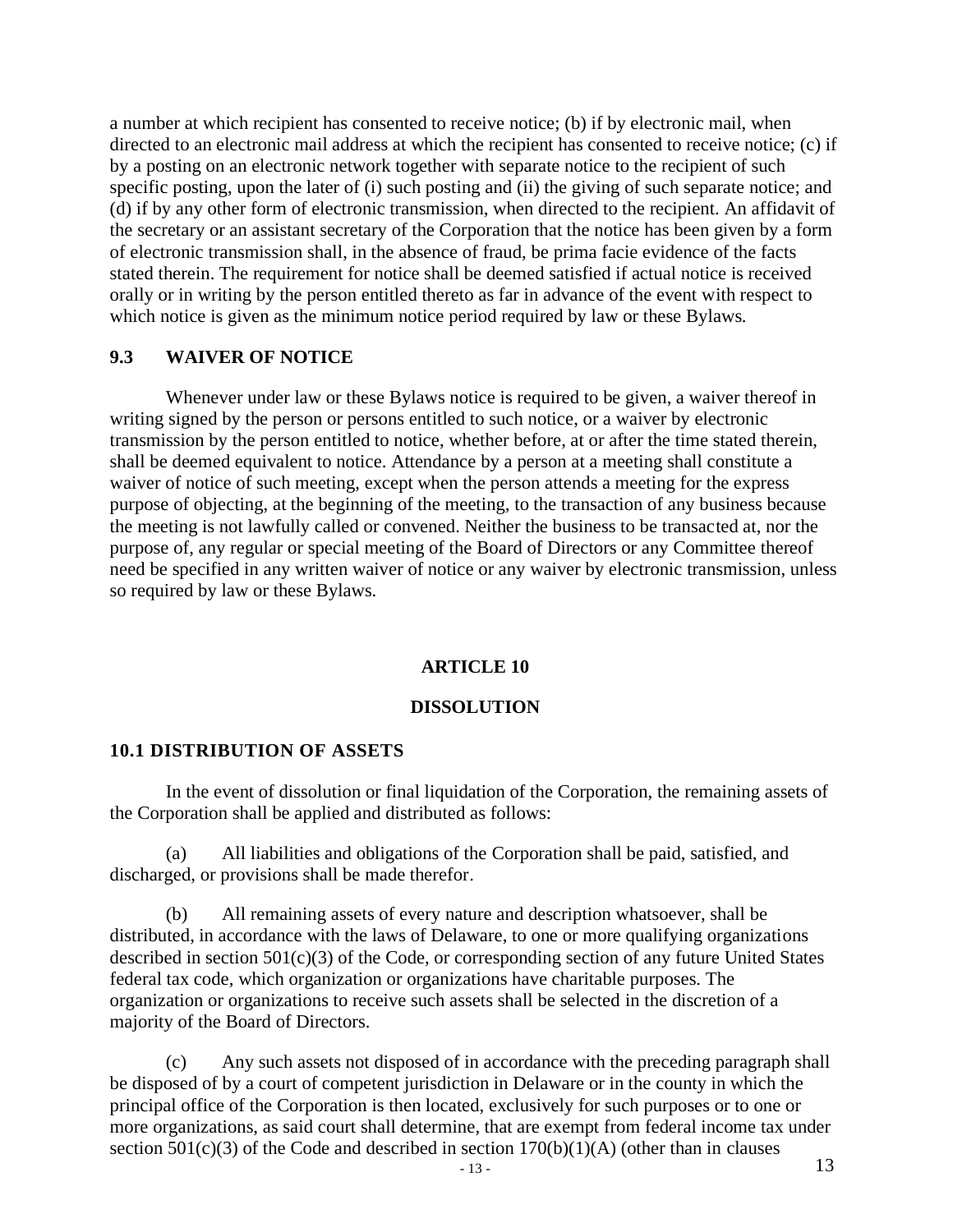a number at which recipient has consented to receive notice; (b) if by electronic mail, when directed to an electronic mail address at which the recipient has consented to receive notice; (c) if by a posting on an electronic network together with separate notice to the recipient of such specific posting, upon the later of (i) such posting and (ii) the giving of such separate notice; and (d) if by any other form of electronic transmission, when directed to the recipient. An affidavit of the secretary or an assistant secretary of the Corporation that the notice has been given by a form of electronic transmission shall, in the absence of fraud, be prima facie evidence of the facts stated therein. The requirement for notice shall be deemed satisfied if actual notice is received orally or in writing by the person entitled thereto as far in advance of the event with respect to which notice is given as the minimum notice period required by law or these Bylaws.

### 9.3 WAIVER OF NOTICE

Whenever under law or these Bylaws notice is required to be given, a waiver thereof in writing signed by the person or persons entitled to such notice, or a waiver by electronic transmission by the person entitled to notice, whether before, at or after the time stated therein, shall be deemed equivalent to notice. Attendance by a person at a meeting shall constitute a waiver of notice of such meeting, except when the person attends a meeting for the express purpose of objecting, at the beginning of the meeting, to the transaction of any business because the meeting is not lawfully called or convened. Neither the business to be transacted at, nor the purpose of, any regular or special meeting of the Board of Directors or any Committee thereof need be specified in any written waiver of notice or any waiver by electronic transmission, unless so required by law or these Bylaws.

## ARTICLE 10

## DISSOLUTION

### 10.1 DISTRIBUTION OF ASSETS

In the event of dissolution or final liquidation of the Corporation, the remaining assets of the Corporation shall be applied and distributed as follows:

(a) All liabilities and obligations of the Corporation shall be paid, satisfied, and discharged, or provisions shall be made therefor.

(b) All remaining assets of every nature and description whatsoever, shall be distributed, in accordance with the laws of Delaware, to one or more qualifying organizations described in section 501(c)(3) of the Code, or corresponding section of any future United States federal tax code, which organization or organizations have charitable purposes. The organization or organizations to receive such assets shall be selected in the discretion of a majority of the Board of Directors.

(c) Any such assets not disposed of in accordance with the preceding paragraph shall be disposed of by a court of competent jurisdiction in Delaware or in the county in which the principal office of the Corporation is then located, exclusively for such purposes or to one or more organizations, as said court shall determine, that are exempt from federal income tax under section 501(c)(3) of the Code and described in section 170(b)(1)(A) (other than in clauses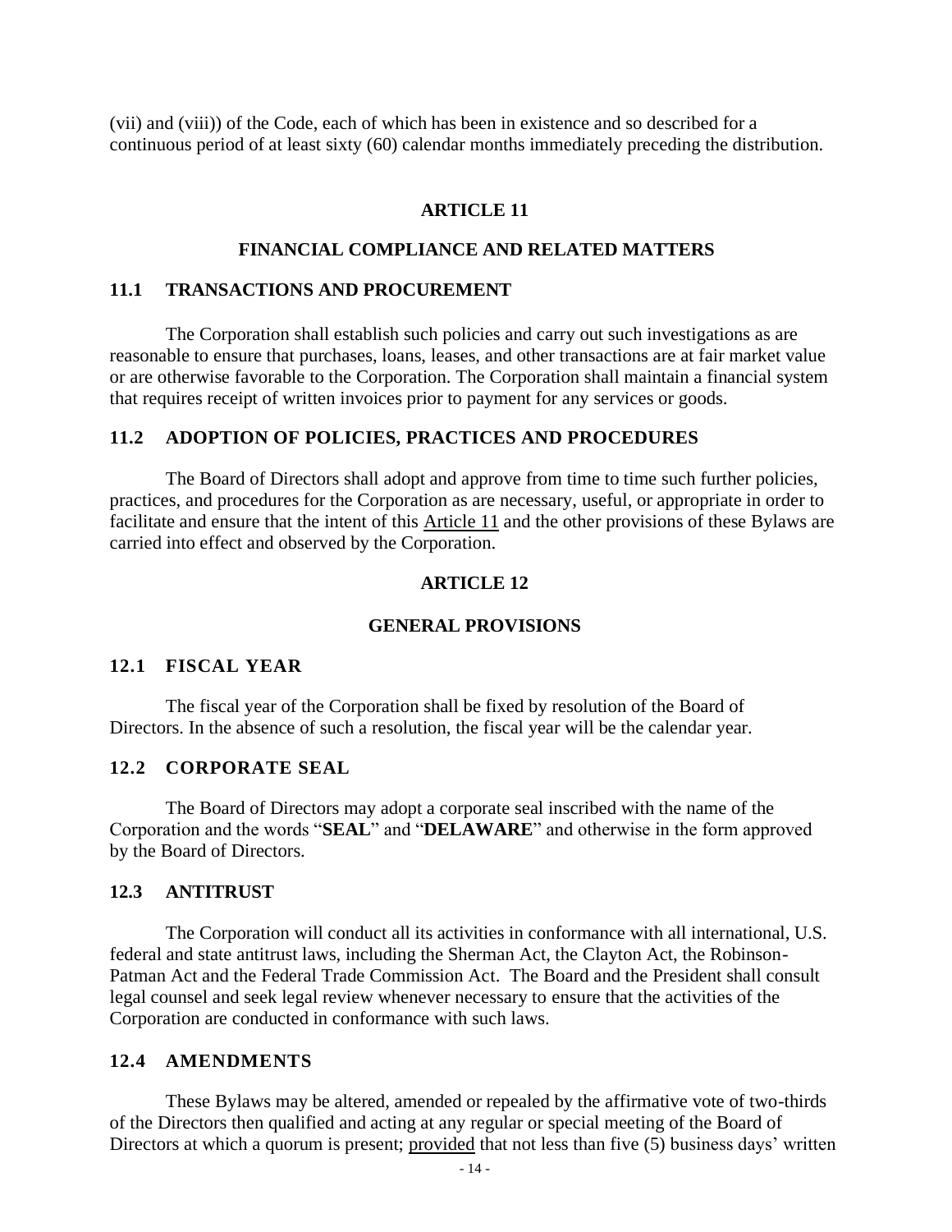(vii) and (viii)) of the Code, each of which has been in existence and so described for a continuous period of at least sixty (60) calendar months immediately preceding the distribution.

## ARTICLE 11

## FINANCIAL COMPLIANCE AND RELATED MATTERS

### 11.1 TRANSACTIONS AND PROCUREMENT

The Corporation shall establish such policies and carry out such investigations as are reasonable to ensure that purchases, loans, leases, and other transactions are at fair market value or are otherwise favorable to the Corporation. The Corporation shall maintain a financial system that requires receipt of written invoices prior to payment for any services or goods.

### 11.2 ADOPTION OF POLICIES, PRACTICES AND PROCEDURES

The Board of Directors shall adopt and approve from time to time such further policies, practices, and procedures for the Corporation as are necessary, useful, or appropriate in order to facilitate and ensure that the intent of this Article 11 and the other provisions of these Bylaws are carried into effect and observed by the Corporation.

## ARTICLE 12

## GENERAL PROVISIONS

### 12.1 FISCAL YEAR

The fiscal year of the Corporation shall be fixed by resolution of the Board of Directors. In the absence of such a resolution, the fiscal year will be the calendar year.

### 12.2 CORPORATE SEAL

The Board of Directors may adopt a corporate seal inscribed with the name of the Corporation and the words "**SEAL**" and "**DELAWARE**" and otherwise in the form approved by the Board of Directors.

### 12.3 ANTITRUST

The Corporation will conduct all its activities in conformance with all international, U.S. federal and state antitrust laws, including the Sherman Act, the Clayton Act, the Robinson-Patman Act and the Federal Trade Commission Act. The Board and the President shall consult legal counsel and seek legal review whenever necessary to ensure that the activities of the Corporation are conducted in conformance with such laws.

### 12.4 AMENDMENTS

These Bylaws may be altered, amended or repealed by the affirmative vote of two-thirds of the Directors then qualified and acting at any regular or special meeting of the Board of Directors at which a quorum is present; provided that not less than five (5) business days' written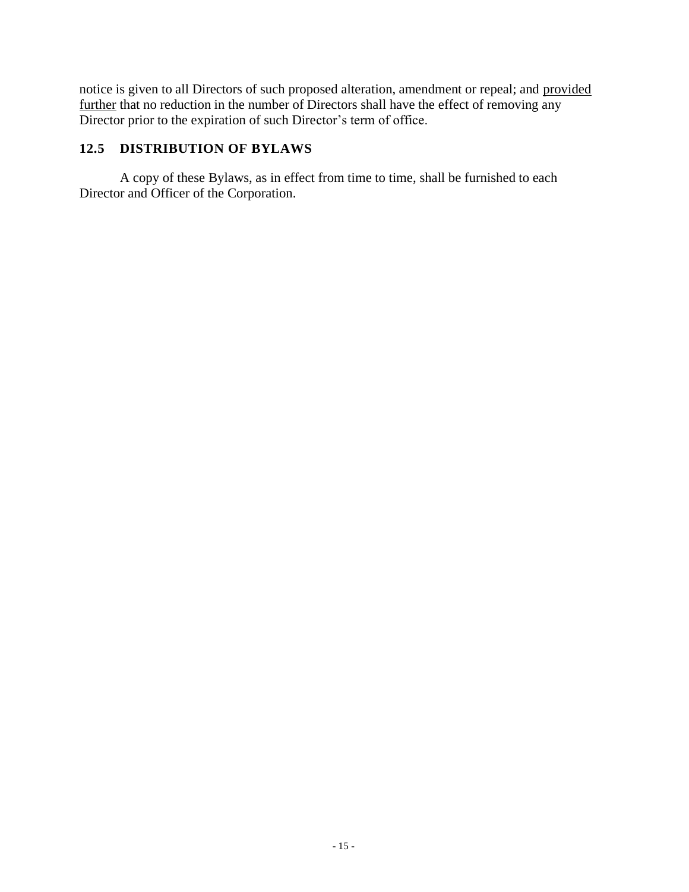notice is given to all Directors of such proposed alteration, amendment or repeal; and provided further that no reduction in the number of Directors shall have the effect of removing any Director prior to the expiration of such Director's term of office.

## 12.5 DISTRIBUTION OF BYLAWS

A copy of these Bylaws, as in effect from time to time, shall be furnished to each Director and Officer of the Corporation.